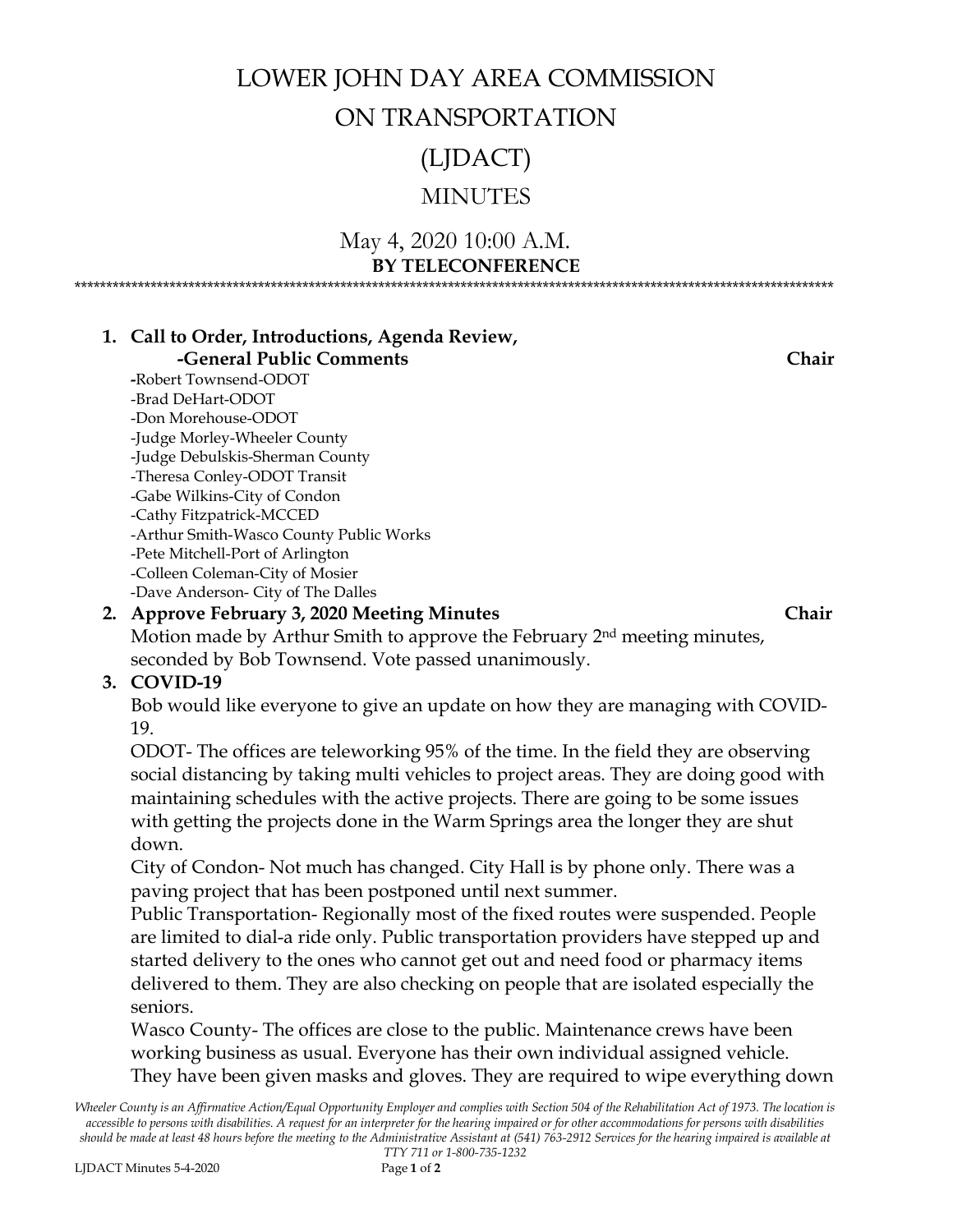# LOWER JOHN DAY AREA COMMISSION ON TRANSPORTATION (LJDACT)

## MINUTES

May 4, 2020 10:00 A.M.
**BY TELECONFERENCE**

******************************************************************************************************************************

1. **Call to Order, Introductions, Agenda Review, -General Public Comments** **Chair**
   - -Robert Townsend-ODOT
   - -Brad DeHart-ODOT
   - -Don Morehouse-ODOT
   - -Judge Morley-Wheeler County
   - -Judge Debulskis-Sherman County
   - -Theresa Conley-ODOT Transit
   - -Gabe Wilkins-City of Condon
   - -Cathy Fitzpatrick-MCCED
   - -Arthur Smith-Wasco County Public Works
   - -Pete Mitchell-Port of Arlington
   - -Colleen Coleman-City of Mosier
   - -Dave Anderson- City of The Dalles

2. **Approve February 3, 2020 Meeting Minutes** **Chair**

   Motion made by Arthur Smith to approve the February 2nd meeting minutes, seconded by Bob Townsend. Vote passed unanimously.

3. **COVID-19**

   Bob would like everyone to give an update on how they are managing with COVID-19.

   ODOT- The offices are teleworking 95% of the time. In the field they are observing social distancing by taking multi vehicles to project areas. They are doing good with maintaining schedules with the active projects. There are going to be some issues with getting the projects done in the Warm Springs area the longer they are shut down.

   City of Condon- Not much has changed. City Hall is by phone only. There was a paving project that has been postponed until next summer.

   Public Transportation- Regionally most of the fixed routes were suspended. People are limited to dial-a ride only. Public transportation providers have stepped up and started delivery to the ones who cannot get out and need food or pharmacy items delivered to them. They are also checking on people that are isolated especially the seniors.

   Wasco County- The offices are close to the public. Maintenance crews have been working business as usual. Everyone has their own individual assigned vehicle. They have been given masks and gloves. They are required to wipe everything down

*Wheeler County is an Affirmative Action/Equal Opportunity Employer and complies with Section 504 of the Rehabilitation Act of 1973. The location is accessible to persons with disabilities. A request for an interpreter for the hearing impaired or for other accommodations for persons with disabilities should be made at least 48 hours before the meeting to the Administrative Assistant at (541) 763-2912 Services for the hearing impaired is available at TTY 711 or 1-800-735-1232*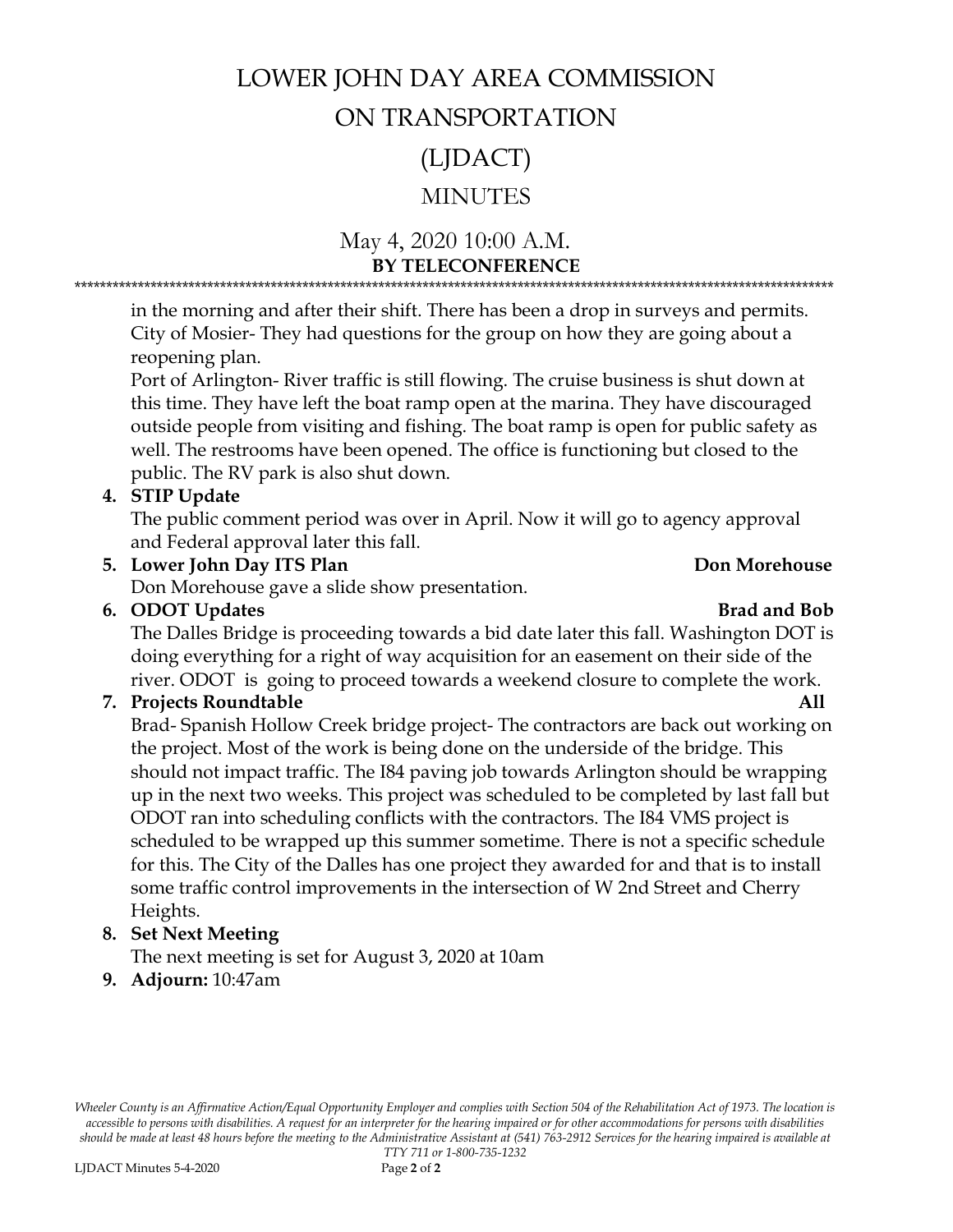# LOWER JOHN DAY AREA COMMISSION ON TRANSPORTATION (LJDACT)

## MINUTES

May 4, 2020 10:00 A.M.
**BY TELECONFERENCE**

in the morning and after their shift. There has been a drop in surveys and permits. City of Mosier- They had questions for the group on how they are going about a reopening plan.
Port of Arlington- River traffic is still flowing. The cruise business is shut down at this time. They have left the boat ramp open at the marina. They have discouraged outside people from visiting and fishing. The boat ramp is open for public safety as well. The restrooms have been opened. The office is functioning but closed to the public. The RV park is also shut down.

4. **STIP Update**
   The public comment period was over in April. Now it will go to agency approval and Federal approval later this fall.
5. **Lower John Day ITS Plan** — **Don Morehouse**
   Don Morehouse gave a slide show presentation.
6. **ODOT Updates** — **Brad and Bob**
   The Dalles Bridge is proceeding towards a bid date later this fall. Washington DOT is doing everything for a right of way acquisition for an easement on their side of the river. ODOT is going to proceed towards a weekend closure to complete the work.
7. **Projects Roundtable** — **All**
   Brad- Spanish Hollow Creek bridge project- The contractors are back out working on the project. Most of the work is being done on the underside of the bridge. This should not impact traffic. The I84 paving job towards Arlington should be wrapping up in the next two weeks. This project was scheduled to be completed by last fall but ODOT ran into scheduling conflicts with the contractors. The I84 VMS project is scheduled to be wrapped up this summer sometime. There is not a specific schedule for this. The City of the Dalles has one project they awarded for and that is to install some traffic control improvements in the intersection of W 2nd Street and Cherry Heights.
8. **Set Next Meeting**
   The next meeting is set for August 3, 2020 at 10am
9. **Adjourn:** 10:47am

*Wheeler County is an Affirmative Action/Equal Opportunity Employer and complies with Section 504 of the Rehabilitation Act of 1973. The location is accessible to persons with disabilities. A request for an interpreter for the hearing impaired or for other accommodations for persons with disabilities should be made at least 48 hours before the meeting to the Administrative Assistant at (541) 763-2912 Services for the hearing impaired is available at TTY 711 or 1-800-735-1232*